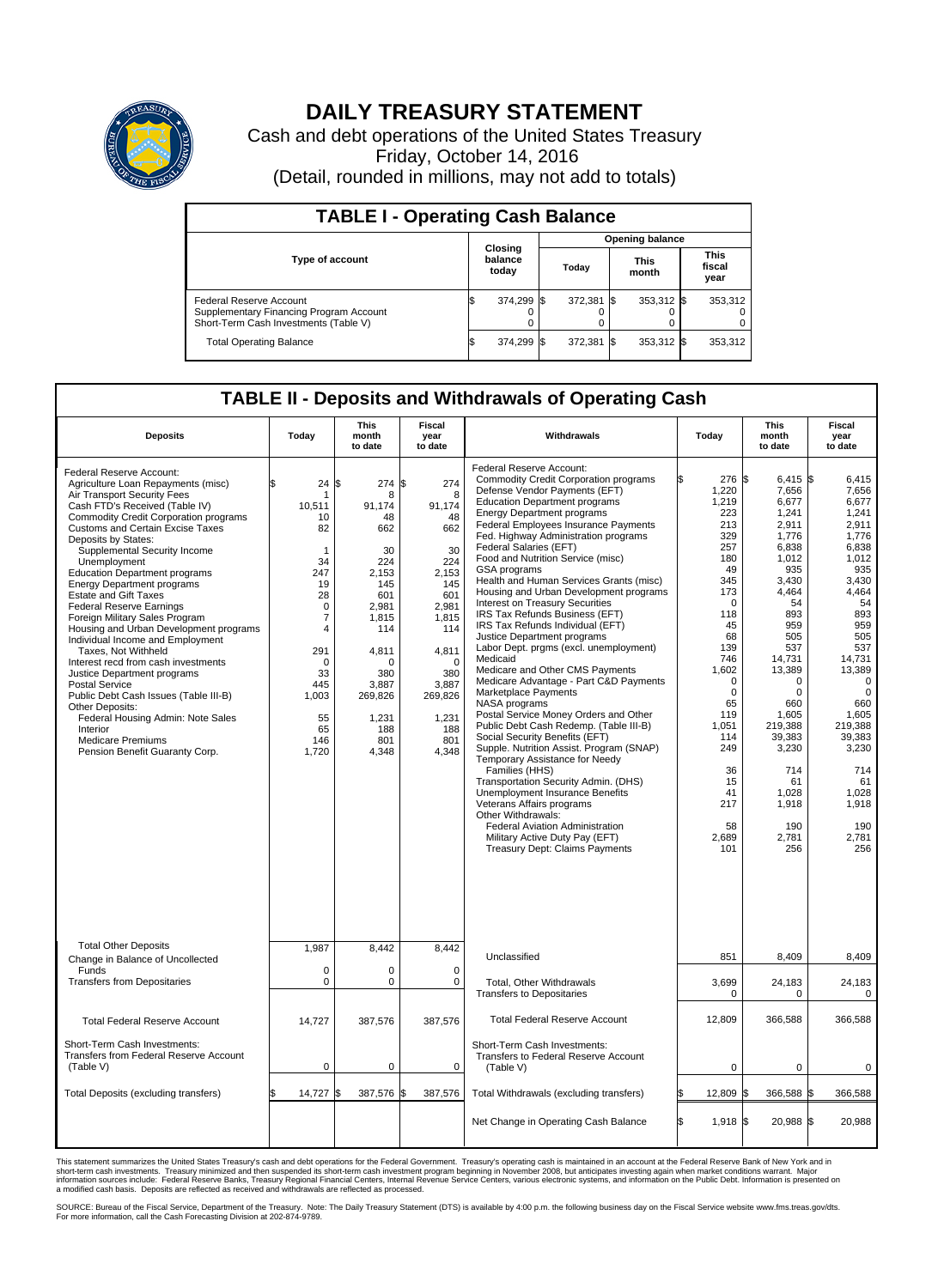# DAILY TREASURY STATEMENT

Cash and debt operations of the United States Treasury

Friday, October 14, 2016

(Detail, rounded in millions, may not add to totals)

## TABLE I - Operating Cash Balance

| Type of account | Closing balance today | Opening balance Today | Opening balance This month | Opening balance This fiscal year |
|---|---|---|---|---|
| Federal Reserve Account | $ 374,299 | $ 372,381 | $ 353,312 | $ 353,312 |
| Supplementary Financing Program Account | 0 | 0 | 0 | 0 |
| Short-Term Cash Investments (Table V) | 0 | 0 | 0 | 0 |
| Total Operating Balance | $ 374,299 | $ 372,381 | $ 353,312 | $ 353,312 |

## TABLE II - Deposits and Withdrawals of Operating Cash

| Deposits | Today | This month to date | Fiscal year to date | Withdrawals | Today | This month to date | Fiscal year to date |
|---|---|---|---|---|---|---|---|
| Federal Reserve Account: | | | | Federal Reserve Account: | | | |
| Agriculture Loan Repayments (misc) | $ 24 | $ 274 | $ 274 | Commodity Credit Corporation programs | $ 276 | $ 6,415 | $ 6,415 |
| Air Transport Security Fees | 1 | 8 | 8 | Defense Vendor Payments (EFT) | 1,220 | 7,656 | 7,656 |
| Cash FTD's Received (Table IV) | 10,511 | 91,174 | 91,174 | Education Department programs | 1,219 | 6,677 | 6,677 |
| Commodity Credit Corporation programs | 10 | 48 | 48 | Energy Department programs | 223 | 1,241 | 1,241 |
| Customs and Certain Excise Taxes | 82 | 662 | 662 | Federal Employees Insurance Payments | 213 | 2,911 | 2,911 |
| Deposits by States: | | | | Fed. Highway Administration programs | 329 | 1,776 | 1,776 |
| Supplemental Security Income | 1 | 30 | 30 | Federal Salaries (EFT) | 257 | 6,838 | 6,838 |
| Unemployment | 34 | 224 | 224 | Food and Nutrition Service (misc) | 180 | 1,012 | 1,012 |
| Education Department programs | 247 | 2,153 | 2,153 | GSA programs | 49 | 935 | 935 |
| Energy Department programs | 19 | 145 | 145 | Health and Human Services Grants (misc) | 345 | 3,430 | 3,430 |
| Estate and Gift Taxes | 28 | 601 | 601 | Housing and Urban Development programs | 173 | 4,464 | 4,464 |
| Federal Reserve Earnings | 0 | 2,981 | 2,981 | Interest on Treasury Securities | 0 | 54 | 54 |
| Foreign Military Sales Program | 7 | 1,815 | 1,815 | IRS Tax Refunds Business (EFT) | 118 | 893 | 893 |
| Housing and Urban Development programs | 4 | 114 | 114 | IRS Tax Refunds Individual (EFT) | 45 | 959 | 959 |
| Individual Income and Employment | | | | Justice Department programs | 68 | 505 | 505 |
| Taxes, Not Withheld | 291 | 4,811 | 4,811 | Labor Dept. prgms (excl. unemployment) | 139 | 537 | 537 |
| Interest recd from cash investments | 0 | 0 | 0 | Medicaid | 746 | 14,731 | 14,731 |
| Justice Department programs | 33 | 380 | 380 | Medicare and Other CMS Payments | 1,602 | 13,389 | 13,389 |
| Postal Service | 445 | 3,887 | 3,887 | Medicare Advantage - Part C&D Payments | 0 | 0 | 0 |
| Public Debt Cash Issues (Table III-B) | 1,003 | 269,826 | 269,826 | Marketplace Payments | 0 | 0 | 0 |
| Other Deposits: | | | | NASA programs | 65 | 660 | 660 |
| Federal Housing Admin: Note Sales | 55 | 1,231 | 1,231 | Postal Service Money Orders and Other | 119 | 1,605 | 1,605 |
| Interior | 65 | 188 | 188 | Public Debt Cash Redemp. (Table III-B) | 1,051 | 219,388 | 219,388 |
| Medicare Premiums | 146 | 801 | 801 | Social Security Benefits (EFT) | 114 | 39,383 | 39,383 |
| Pension Benefit Guaranty Corp. | 1,720 | 4,348 | 4,348 | Supple. Nutrition Assist. Program (SNAP) | 249 | 3,230 | 3,230 |
| | | | | Temporary Assistance for Needy Families (HHS) | 36 | 714 | 714 |
| | | | | Transportation Security Admin. (DHS) | 15 | 61 | 61 |
| | | | | Unemployment Insurance Benefits | 41 | 1,028 | 1,028 |
| | | | | Veterans Affairs programs | 217 | 1,918 | 1,918 |
| | | | | Other Withdrawals: | | | |
| | | | | Federal Aviation Administration | 58 | 190 | 190 |
| | | | | Military Active Duty Pay (EFT) | 2,689 | 2,781 | 2,781 |
| | | | | Treasury Dept: Claims Payments | 101 | 256 | 256 |
| Total Other Deposits | 1,987 | 8,442 | 8,442 | Unclassified | 851 | 8,409 | 8,409 |
| Change in Balance of Uncollected Funds | 0 | 0 | 0 | | | | |
| Transfers from Depositaries | 0 | 0 | 0 | Total, Other Withdrawals | 3,699 | 24,183 | 24,183 |
| | | | | Transfers to Depositaries | 0 | 0 | 0 |
| Total Federal Reserve Account | 14,727 | 387,576 | 387,576 | Total Federal Reserve Account | 12,809 | 366,588 | 366,588 |
| Short-Term Cash Investments: | | | | Short-Term Cash Investments: | | | |
| Transfers from Federal Reserve Account (Table V) | 0 | 0 | 0 | Transfers to Federal Reserve Account (Table V) | 0 | 0 | 0 |
| Total Deposits (excluding transfers) | $ 14,727 | $ 387,576 | $ 387,576 | Total Withdrawals (excluding transfers) | $ 12,809 | $ 366,588 | $ 366,588 |
| | | | | Net Change in Operating Cash Balance | $ 1,918 | $ 20,988 | $ 20,988 |

This statement summarizes the United States Treasury's cash and debt operations for the Federal Government. Treasury's operating cash is maintained in an account at the Federal Reserve Bank of New York and in short-term cash investments. Treasury minimized and then suspended its short-term cash investment program beginning in November 2008, but anticipates investing again when market conditions warrant. Major information sources include: Federal Reserve Banks, Treasury Regional Financial Centers, Internal Revenue Service Centers, various electronic systems, and information on the Public Debt. Information is presented on a modified cash basis. Deposits are reflected as received and withdrawals are reflected as processed.

SOURCE: Bureau of the Fiscal Service, Department of the Treasury. Note: The Daily Treasury Statement (DTS) is available by 4:00 p.m. the following business day on the Fiscal Service website www.fms.treas.gov/dts. For more information, call the Cash Forecasting Division at 202-874-9789.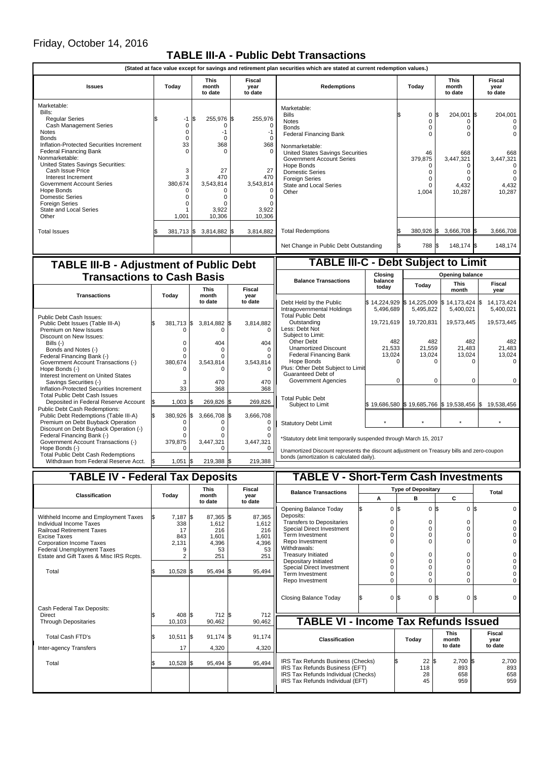Friday, October 14, 2016

# TABLE III-A - Public Debt Transactions

(Stated at face value except for savings and retirement plan securities which are stated at current redemption values.)

| Issues | Today | This month to date | Fiscal year to date |
|---|---|---|---|
| Marketable: | | | |
| Bills: | | | |
| Regular Series | $ -1 | $ 255,976 | $ 255,976 |
| Cash Management Series | 0 | 0 | 0 |
| Notes | 0 | -1 | -1 |
| Bonds | 0 | 0 | 0 |
| Inflation-Protected Securities Increment | 33 | 368 | 368 |
| Federal Financing Bank | 0 | 0 | 0 |
| Nonmarketable: | | | |
| United States Savings Securities: | | | |
| Cash Issue Price | 3 | 27 | 27 |
| Interest Increment | 3 | 470 | 470 |
| Government Account Series | 380,674 | 3,543,814 | 3,543,814 |
| Hope Bonds | 0 | 0 | 0 |
| Domestic Series | 0 | 0 | 0 |
| Foreign Series | 0 | 0 | 0 |
| State and Local Series | 1 | 3,922 | 3,922 |
| Other | 1,001 | 10,306 | 10,306 |
| Total Issues | $ 381,713 | $ 3,814,882 | $ 3,814,882 |

| Redemptions | Today | This month to date | Fiscal year to date |
|---|---|---|---|
| Marketable: | | | |
| Bills | $ 0 | $ 204,001 | $ 204,001 |
| Notes | 0 | 0 | 0 |
| Bonds | 0 | 0 | 0 |
| Federal Financing Bank | 0 | 0 | 0 |
| Nonmarketable: | | | |
| United States Savings Securities | 46 | 668 | 668 |
| Government Account Series | 379,875 | 3,447,321 | 3,447,321 |
| Hope Bonds | 0 | 0 | 0 |
| Domestic Series | 0 | 0 | 0 |
| Foreign Series | 0 | 0 | 0 |
| State and Local Series | 0 | 4,432 | 4,432 |
| Other | 1,004 | 10,287 | 10,287 |
| Total Redemptions | $ 380,926 | $ 3,666,708 | $ 3,666,708 |
| Net Change in Public Debt Outstanding | $ 788 | $ 148,174 | $ 148,174 |

# TABLE III-B - Adjustment of Public Debt Transactions to Cash Basis

| Transactions | Today | This month to date | Fiscal year to date |
|---|---|---|---|
| Public Debt Cash Issues: | | | |
| Public Debt Issues (Table III-A) | $ 381,713 | $ 3,814,882 | $ 3,814,882 |
| Premium on New Issues | 0 | 0 | 0 |
| Discount on New Issues: | | | |
| Bills (-) | 0 | 404 | 404 |
| Bonds and Notes (-) | 0 | 0 | 0 |
| Federal Financing Bank (-) | 0 | 0 | 0 |
| Government Account Transactions (-) | 380,674 | 3,543,814 | 3,543,814 |
| Hope Bonds (-) | 0 | 0 | 0 |
| Interest Increment on United States Savings Securities (-) | 3 | 470 | 470 |
| Inflation-Protected Securities Increment | 33 | 368 | 368 |
| Total Public Debt Cash Issues Deposited in Federal Reserve Account | $ 1,003 | $ 269,826 | $ 269,826 |
| Public Debt Cash Redemptions: | | | |
| Public Debt Redemptions (Table III-A) | $ 380,926 | $ 3,666,708 | $ 3,666,708 |
| Premium on Debt Buyback Operation | 0 | 0 | 0 |
| Discount on Debt Buyback Operation (-) | 0 | 0 | 0 |
| Federal Financing Bank (-) | 0 | 0 | 0 |
| Government Account Transactions (-) | 379,875 | 3,447,321 | 3,447,321 |
| Hope Bonds (-) | 0 | 0 | 0 |
| Total Public Debt Cash Redemptions Withdrawn from Federal Reserve Acct. | $ 1,051 | $ 219,388 | $ 219,388 |

# TABLE III-C - Debt Subject to Limit

| Balance Transactions | Closing balance today | Opening balance Today | Opening balance This month | Opening balance Fiscal year |
|---|---|---|---|---|
| Debt Held by the Public | $ 14,224,929 | $ 14,225,009 | $ 14,173,424 | $ 14,173,424 |
| Intragovernmental Holdings | 5,496,689 | 5,495,822 | 5,400,021 | 5,400,021 |
| Total Public Debt Outstanding | 19,721,619 | 19,720,831 | 19,573,445 | 19,573,445 |
| Less: Debt Not Subject to Limit: | | | | |
| Other Debt | 482 | 482 | 482 | 482 |
| Unamortized Discount | 21,533 | 21,559 | 21,483 | 21,483 |
| Federal Financing Bank | 13,024 | 13,024 | 13,024 | 13,024 |
| Hope Bonds | 0 | 0 | 0 | 0 |
| Plus: Other Debt Subject to Limit | | | | |
| Guaranteed Debt of Government Agencies | 0 | 0 | 0 | 0 |
| Total Public Debt Subject to Limit | $ 19,686,580 | $ 19,685,766 | $ 19,538,456 | $ 19,538,456 |
| Statutory Debt Limit | * | * | * | * |

*Statutory debt limit temporarily suspended through March 15, 2017

Unamortized Discount represents the discount adjustment on Treasury bills and zero-coupon bonds (amortization is calculated daily).

# TABLE IV - Federal Tax Deposits

| Classification | Today | This month to date | Fiscal year to date |
|---|---|---|---|
| Withheld Income and Employment Taxes | $ 7,187 | $ 87,365 | $ 87,365 |
| Individual Income Taxes | 338 | 1,612 | 1,612 |
| Railroad Retirement Taxes | 17 | 216 | 216 |
| Excise Taxes | 843 | 1,601 | 1,601 |
| Corporation Income Taxes | 2,131 | 4,396 | 4,396 |
| Federal Unemployment Taxes | 9 | 53 | 53 |
| Estate and Gift Taxes & Misc IRS Rcpts. | 2 | 251 | 251 |
| Total | $ 10,528 | $ 95,494 | $ 95,494 |
| Cash Federal Tax Deposits: | | | |
| Direct | $ 408 | $ 712 | $ 712 |
| Through Depositaries | 10,103 | 90,462 | 90,462 |
| Total Cash FTD's | $ 10,511 | $ 91,174 | $ 91,174 |
| Inter-agency Transfers | 17 | 4,320 | 4,320 |
| Total | $ 10,528 | $ 95,494 | $ 95,494 |

# TABLE V - Short-Term Cash Investments

| Balance Transactions | Type of Depositary A | Type of Depositary B | Type of Depositary C | Total |
|---|---|---|---|---|
| Opening Balance Today | $ 0 | $ 0 | $ 0 | $ 0 |
| Deposits: | | | | |
| Transfers to Depositaries | 0 | 0 | 0 | 0 |
| Special Direct Investment | 0 | 0 | 0 | 0 |
| Term Investment | 0 | 0 | 0 | 0 |
| Repo Investment | 0 | 0 | 0 | 0 |
| Withdrawals: | | | | |
| Treasury Initiated | 0 | 0 | 0 | 0 |
| Depositary Initiated | 0 | 0 | 0 | 0 |
| Special Direct Investment | 0 | 0 | 0 | 0 |
| Term Investment | 0 | 0 | 0 | 0 |
| Repo Investment | 0 | 0 | 0 | 0 |
| Closing Balance Today | $ 0 | $ 0 | $ 0 | $ 0 |

# TABLE VI - Income Tax Refunds Issued

| Classification | Today | This month to date | Fiscal year to date |
|---|---|---|---|
| IRS Tax Refunds Business (Checks) | $ 22 | $ 2,700 | $ 2,700 |
| IRS Tax Refunds Business (EFT) | 118 | 893 | 893 |
| IRS Tax Refunds Individual (Checks) | 28 | 658 | 658 |
| IRS Tax Refunds Individual (EFT) | 45 | 959 | 959 |